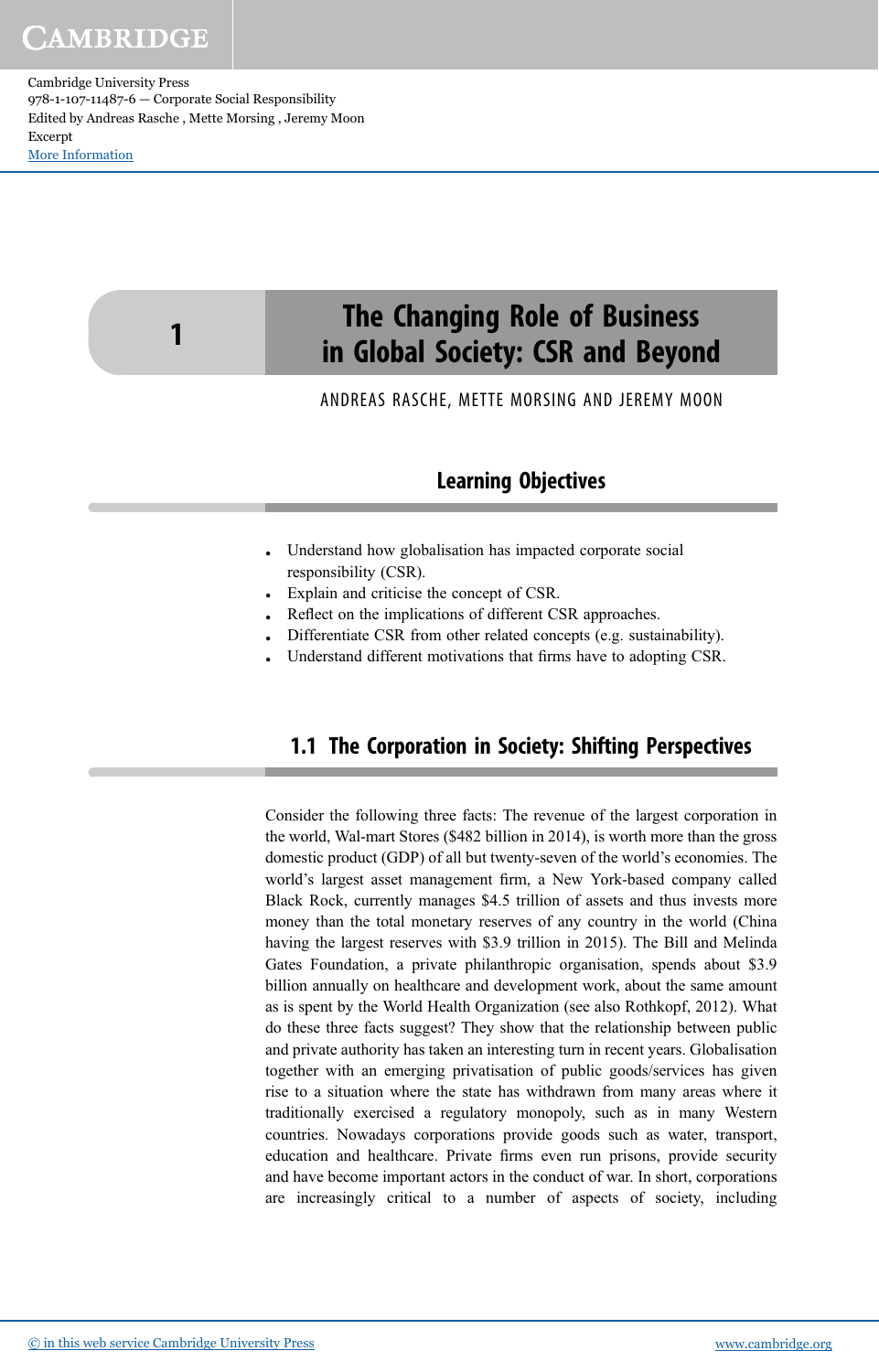# 1 The Changing Role of Business in Global Society: CSR and Beyond

ANDREAS RASCHE, METTE MORSING AND JEREMY MOON

## Learning Objectives

- Understand how globalisation has impacted corporate social responsibility (CSR).
- Explain and criticise the concept of CSR.
- Reflect on the implications of different CSR approaches.
- Differentiate CSR from other related concepts (e.g. sustainability).
- Understand different motivations that firms have to adopting CSR.

## 1.1 The Corporation in Society: Shifting Perspectives

Consider the following three facts: The revenue of the largest corporation in the world, Wal-mart Stores ($482 billion in 2014), is worth more than the gross domestic product (GDP) of all but twenty-seven of the world's economies. The world's largest asset management firm, a New York-based company called Black Rock, currently manages $4.5 trillion of assets and thus invests more money than the total monetary reserves of any country in the world (China having the largest reserves with $3.9 trillion in 2015). The Bill and Melinda Gates Foundation, a private philanthropic organisation, spends about $3.9 billion annually on healthcare and development work, about the same amount as is spent by the World Health Organization (see also Rothkopf, 2012). What do these three facts suggest? They show that the relationship between public and private authority has taken an interesting turn in recent years. Globalisation together with an emerging privatisation of public goods/services has given rise to a situation where the state has withdrawn from many areas where it traditionally exercised a regulatory monopoly, such as in many Western countries. Nowadays corporations provide goods such as water, transport, education and healthcare. Private firms even run prisons, provide security and have become important actors in the conduct of war. In short, corporations are increasingly critical to a number of aspects of society, including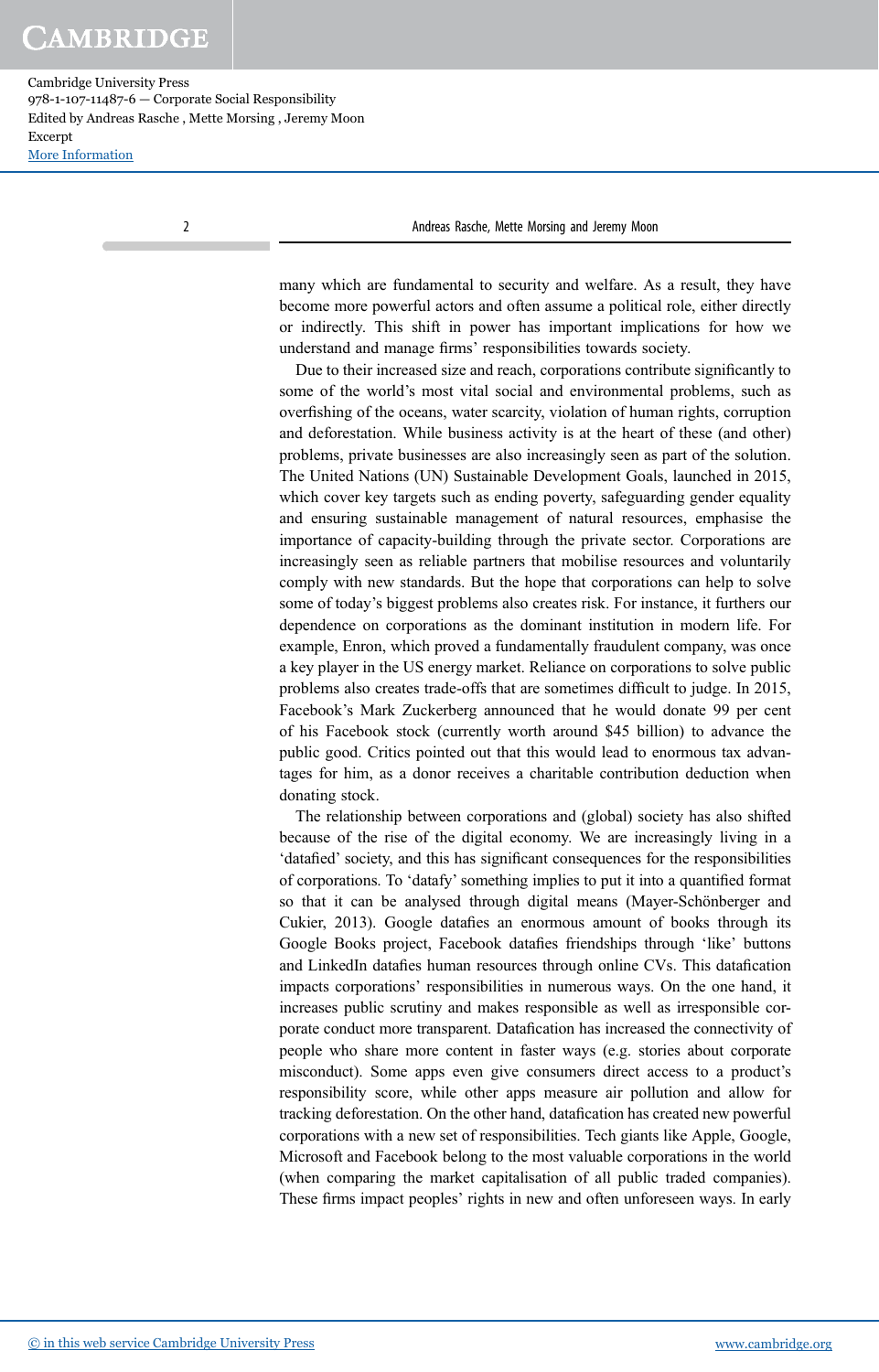many which are fundamental to security and welfare. As a result, they have become more powerful actors and often assume a political role, either directly or indirectly. This shift in power has important implications for how we understand and manage firms' responsibilities towards society.

Due to their increased size and reach, corporations contribute significantly to some of the world's most vital social and environmental problems, such as overfishing of the oceans, water scarcity, violation of human rights, corruption and deforestation. While business activity is at the heart of these (and other) problems, private businesses are also increasingly seen as part of the solution. The United Nations (UN) Sustainable Development Goals, launched in 2015, which cover key targets such as ending poverty, safeguarding gender equality and ensuring sustainable management of natural resources, emphasise the importance of capacity-building through the private sector. Corporations are increasingly seen as reliable partners that mobilise resources and voluntarily comply with new standards. But the hope that corporations can help to solve some of today's biggest problems also creates risk. For instance, it furthers our dependence on corporations as the dominant institution in modern life. For example, Enron, which proved a fundamentally fraudulent company, was once a key player in the US energy market. Reliance on corporations to solve public problems also creates trade-offs that are sometimes difficult to judge. In 2015, Facebook's Mark Zuckerberg announced that he would donate 99 per cent of his Facebook stock (currently worth around $45 billion) to advance the public good. Critics pointed out that this would lead to enormous tax advantages for him, as a donor receives a charitable contribution deduction when donating stock.

The relationship between corporations and (global) society has also shifted because of the rise of the digital economy. We are increasingly living in a 'datafied' society, and this has significant consequences for the responsibilities of corporations. To 'datafy' something implies to put it into a quantified format so that it can be analysed through digital means (Mayer-Schönberger and Cukier, 2013). Google datafies an enormous amount of books through its Google Books project, Facebook datafies friendships through 'like' buttons and LinkedIn datafies human resources through online CVs. This datafication impacts corporations' responsibilities in numerous ways. On the one hand, it increases public scrutiny and makes responsible as well as irresponsible corporate conduct more transparent. Datafication has increased the connectivity of people who share more content in faster ways (e.g. stories about corporate misconduct). Some apps even give consumers direct access to a product's responsibility score, while other apps measure air pollution and allow for tracking deforestation. On the other hand, datafication has created new powerful corporations with a new set of responsibilities. Tech giants like Apple, Google, Microsoft and Facebook belong to the most valuable corporations in the world (when comparing the market capitalisation of all public traded companies). These firms impact peoples' rights in new and often unforeseen ways. In early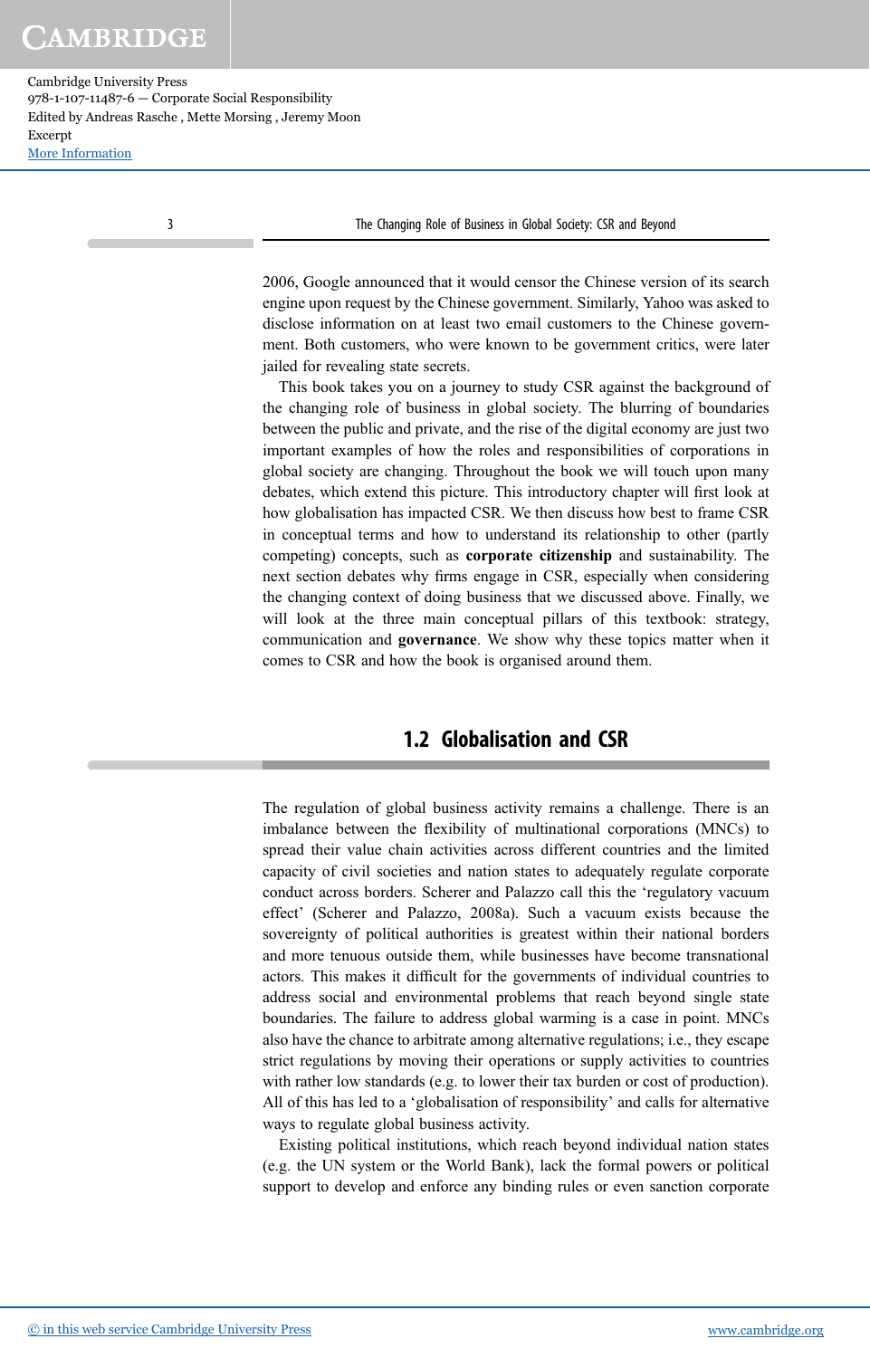2006, Google announced that it would censor the Chinese version of its search engine upon request by the Chinese government. Similarly, Yahoo was asked to disclose information on at least two email customers to the Chinese government. Both customers, who were known to be government critics, were later jailed for revealing state secrets.

This book takes you on a journey to study CSR against the background of the changing role of business in global society. The blurring of boundaries between the public and private, and the rise of the digital economy are just two important examples of how the roles and responsibilities of corporations in global society are changing. Throughout the book we will touch upon many debates, which extend this picture. This introductory chapter will first look at how globalisation has impacted CSR. We then discuss how best to frame CSR in conceptual terms and how to understand its relationship to other (partly competing) concepts, such as **corporate citizenship** and sustainability. The next section debates why firms engage in CSR, especially when considering the changing context of doing business that we discussed above. Finally, we will look at the three main conceptual pillars of this textbook: strategy, communication and **governance**. We show why these topics matter when it comes to CSR and how the book is organised around them.

## 1.2 Globalisation and CSR

The regulation of global business activity remains a challenge. There is an imbalance between the flexibility of multinational corporations (MNCs) to spread their value chain activities across different countries and the limited capacity of civil societies and nation states to adequately regulate corporate conduct across borders. Scherer and Palazzo call this the 'regulatory vacuum effect' (Scherer and Palazzo, 2008a). Such a vacuum exists because the sovereignty of political authorities is greatest within their national borders and more tenuous outside them, while businesses have become transnational actors. This makes it difficult for the governments of individual countries to address social and environmental problems that reach beyond single state boundaries. The failure to address global warming is a case in point. MNCs also have the chance to arbitrate among alternative regulations; i.e., they escape strict regulations by moving their operations or supply activities to countries with rather low standards (e.g. to lower their tax burden or cost of production). All of this has led to a 'globalisation of responsibility' and calls for alternative ways to regulate global business activity.

Existing political institutions, which reach beyond individual nation states (e.g. the UN system or the World Bank), lack the formal powers or political support to develop and enforce any binding rules or even sanction corporate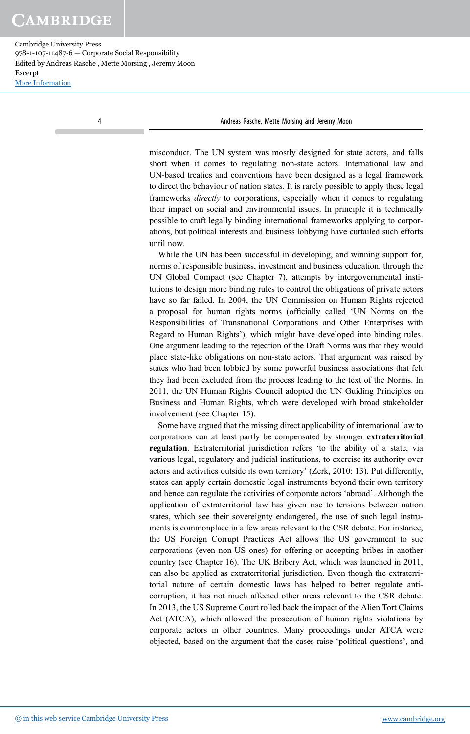misconduct. The UN system was mostly designed for state actors, and falls short when it comes to regulating non-state actors. International law and UN-based treaties and conventions have been designed as a legal framework to direct the behaviour of nation states. It is rarely possible to apply these legal frameworks *directly* to corporations, especially when it comes to regulating their impact on social and environmental issues. In principle it is technically possible to craft legally binding international frameworks applying to corporations, but political interests and business lobbying have curtailed such efforts until now.

While the UN has been successful in developing, and winning support for, norms of responsible business, investment and business education, through the UN Global Compact (see Chapter 7), attempts by intergovernmental institutions to design more binding rules to control the obligations of private actors have so far failed. In 2004, the UN Commission on Human Rights rejected a proposal for human rights norms (officially called 'UN Norms on the Responsibilities of Transnational Corporations and Other Enterprises with Regard to Human Rights'), which might have developed into binding rules. One argument leading to the rejection of the Draft Norms was that they would place state-like obligations on non-state actors. That argument was raised by states who had been lobbied by some powerful business associations that felt they had been excluded from the process leading to the text of the Norms. In 2011, the UN Human Rights Council adopted the UN Guiding Principles on Business and Human Rights, which were developed with broad stakeholder involvement (see Chapter 15).

Some have argued that the missing direct applicability of international law to corporations can at least partly be compensated by stronger **extraterritorial regulation**. Extraterritorial jurisdiction refers 'to the ability of a state, via various legal, regulatory and judicial institutions, to exercise its authority over actors and activities outside its own territory' (Zerk, 2010: 13). Put differently, states can apply certain domestic legal instruments beyond their own territory and hence can regulate the activities of corporate actors 'abroad'. Although the application of extraterritorial law has given rise to tensions between nation states, which see their sovereignty endangered, the use of such legal instruments is commonplace in a few areas relevant to the CSR debate. For instance, the US Foreign Corrupt Practices Act allows the US government to sue corporations (even non-US ones) for offering or accepting bribes in another country (see Chapter 16). The UK Bribery Act, which was launched in 2011, can also be applied as extraterritorial jurisdiction. Even though the extraterritorial nature of certain domestic laws has helped to better regulate anti-corruption, it has not much affected other areas relevant to the CSR debate. In 2013, the US Supreme Court rolled back the impact of the Alien Tort Claims Act (ATCA), which allowed the prosecution of human rights violations by corporate actors in other countries. Many proceedings under ATCA were objected, based on the argument that the cases raise 'political questions', and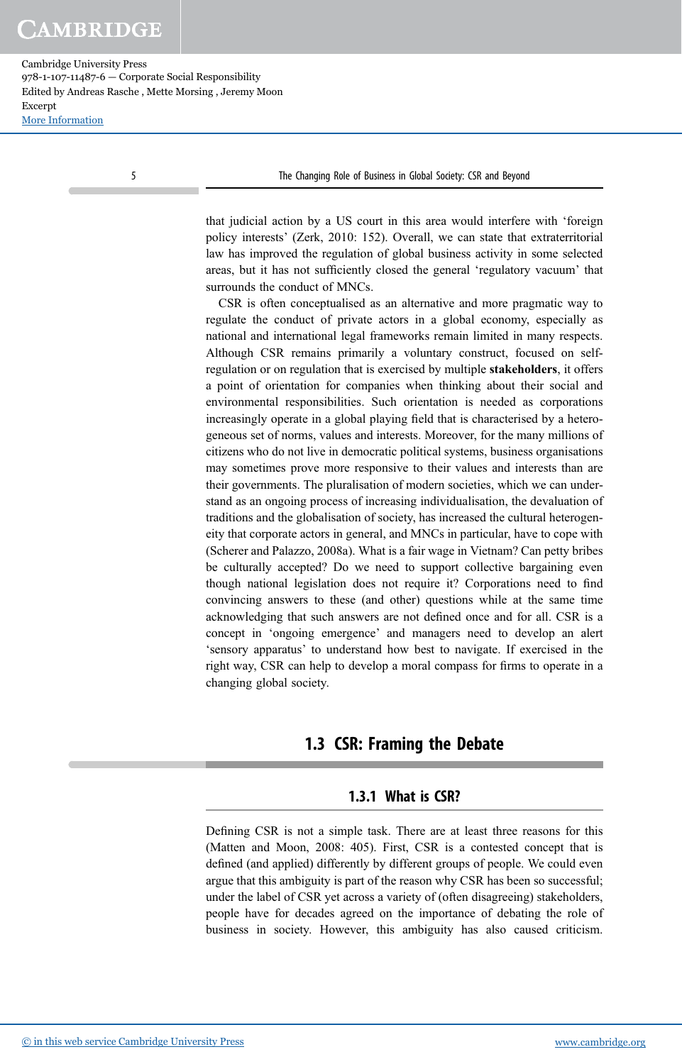that judicial action by a US court in this area would interfere with 'foreign policy interests' (Zerk, 2010: 152). Overall, we can state that extraterritorial law has improved the regulation of global business activity in some selected areas, but it has not sufficiently closed the general 'regulatory vacuum' that surrounds the conduct of MNCs.

CSR is often conceptualised as an alternative and more pragmatic way to regulate the conduct of private actors in a global economy, especially as national and international legal frameworks remain limited in many respects. Although CSR remains primarily a voluntary construct, focused on self-regulation or on regulation that is exercised by multiple **stakeholders**, it offers a point of orientation for companies when thinking about their social and environmental responsibilities. Such orientation is needed as corporations increasingly operate in a global playing field that is characterised by a heterogeneous set of norms, values and interests. Moreover, for the many millions of citizens who do not live in democratic political systems, business organisations may sometimes prove more responsive to their values and interests than are their governments. The pluralisation of modern societies, which we can understand as an ongoing process of increasing individualisation, the devaluation of traditions and the globalisation of society, has increased the cultural heterogeneity that corporate actors in general, and MNCs in particular, have to cope with (Scherer and Palazzo, 2008a). What is a fair wage in Vietnam? Can petty bribes be culturally accepted? Do we need to support collective bargaining even though national legislation does not require it? Corporations need to find convincing answers to these (and other) questions while at the same time acknowledging that such answers are not defined once and for all. CSR is a concept in 'ongoing emergence' and managers need to develop an alert 'sensory apparatus' to understand how best to navigate. If exercised in the right way, CSR can help to develop a moral compass for firms to operate in a changing global society.

## 1.3 CSR: Framing the Debate

### 1.3.1 What is CSR?

Defining CSR is not a simple task. There are at least three reasons for this (Matten and Moon, 2008: 405). First, CSR is a contested concept that is defined (and applied) differently by different groups of people. We could even argue that this ambiguity is part of the reason why CSR has been so successful; under the label of CSR yet across a variety of (often disagreeing) stakeholders, people have for decades agreed on the importance of debating the role of business in society. However, this ambiguity has also caused criticism.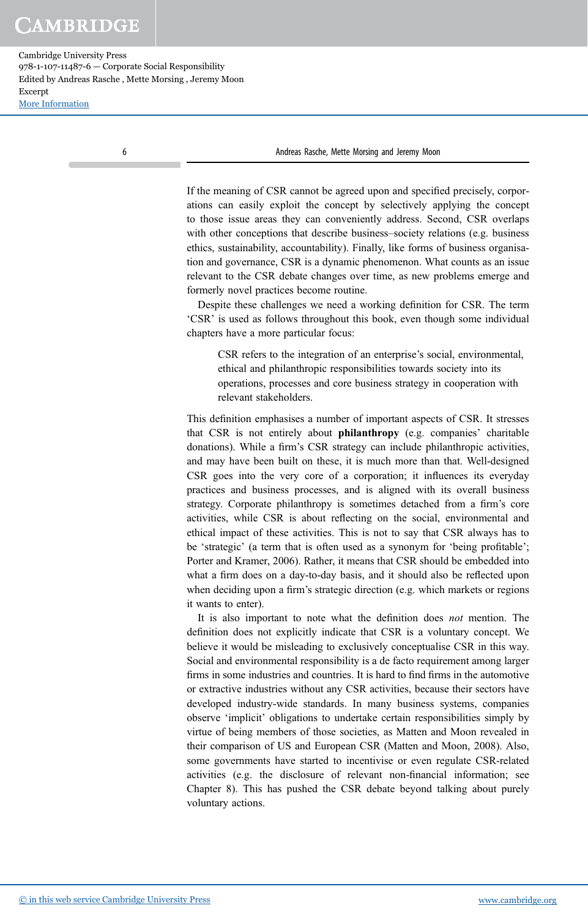If the meaning of CSR cannot be agreed upon and specified precisely, corporations can easily exploit the concept by selectively applying the concept to those issue areas they can conveniently address. Second, CSR overlaps with other conceptions that describe business–society relations (e.g. business ethics, sustainability, accountability). Finally, like forms of business organisation and governance, CSR is a dynamic phenomenon. What counts as an issue relevant to the CSR debate changes over time, as new problems emerge and formerly novel practices become routine.

Despite these challenges we need a working definition for CSR. The term 'CSR' is used as follows throughout this book, even though some individual chapters have a more particular focus:

> CSR refers to the integration of an enterprise's social, environmental, ethical and philanthropic responsibilities towards society into its operations, processes and core business strategy in cooperation with relevant stakeholders.

This definition emphasises a number of important aspects of CSR. It stresses that CSR is not entirely about **philanthropy** (e.g. companies' charitable donations). While a firm's CSR strategy can include philanthropic activities, and may have been built on these, it is much more than that. Well-designed CSR goes into the very core of a corporation; it influences its everyday practices and business processes, and is aligned with its overall business strategy. Corporate philanthropy is sometimes detached from a firm's core activities, while CSR is about reflecting on the social, environmental and ethical impact of these activities. This is not to say that CSR always has to be 'strategic' (a term that is often used as a synonym for 'being profitable'; Porter and Kramer, 2006). Rather, it means that CSR should be embedded into what a firm does on a day-to-day basis, and it should also be reflected upon when deciding upon a firm's strategic direction (e.g. which markets or regions it wants to enter).

It is also important to note what the definition does *not* mention. The definition does not explicitly indicate that CSR is a voluntary concept. We believe it would be misleading to exclusively conceptualise CSR in this way. Social and environmental responsibility is a de facto requirement among larger firms in some industries and countries. It is hard to find firms in the automotive or extractive industries without any CSR activities, because their sectors have developed industry-wide standards. In many business systems, companies observe 'implicit' obligations to undertake certain responsibilities simply by virtue of being members of those societies, as Matten and Moon revealed in their comparison of US and European CSR (Matten and Moon, 2008). Also, some governments have started to incentivise or even regulate CSR-related activities (e.g. the disclosure of relevant non-financial information; see Chapter 8). This has pushed the CSR debate beyond talking about purely voluntary actions.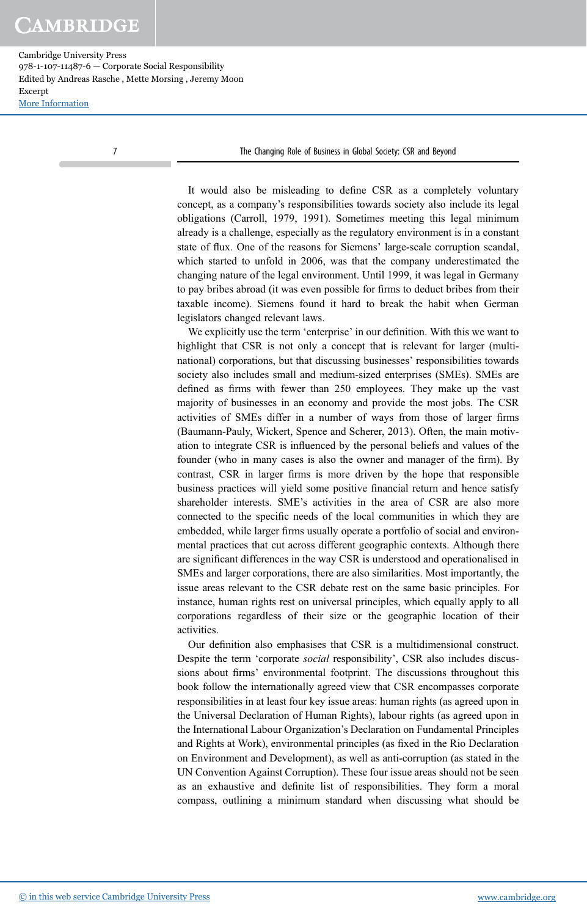It would also be misleading to define CSR as a completely voluntary concept, as a company's responsibilities towards society also include its legal obligations (Carroll, 1979, 1991). Sometimes meeting this legal minimum already is a challenge, especially as the regulatory environment is in a constant state of flux. One of the reasons for Siemens' large-scale corruption scandal, which started to unfold in 2006, was that the company underestimated the changing nature of the legal environment. Until 1999, it was legal in Germany to pay bribes abroad (it was even possible for firms to deduct bribes from their taxable income). Siemens found it hard to break the habit when German legislators changed relevant laws.

We explicitly use the term 'enterprise' in our definition. With this we want to highlight that CSR is not only a concept that is relevant for larger (multinational) corporations, but that discussing businesses' responsibilities towards society also includes small and medium-sized enterprises (SMEs). SMEs are defined as firms with fewer than 250 employees. They make up the vast majority of businesses in an economy and provide the most jobs. The CSR activities of SMEs differ in a number of ways from those of larger firms (Baumann-Pauly, Wickert, Spence and Scherer, 2013). Often, the main motivation to integrate CSR is influenced by the personal beliefs and values of the founder (who in many cases is also the owner and manager of the firm). By contrast, CSR in larger firms is more driven by the hope that responsible business practices will yield some positive financial return and hence satisfy shareholder interests. SME's activities in the area of CSR are also more connected to the specific needs of the local communities in which they are embedded, while larger firms usually operate a portfolio of social and environmental practices that cut across different geographic contexts. Although there are significant differences in the way CSR is understood and operationalised in SMEs and larger corporations, there are also similarities. Most importantly, the issue areas relevant to the CSR debate rest on the same basic principles. For instance, human rights rest on universal principles, which equally apply to all corporations regardless of their size or the geographic location of their activities.

Our definition also emphasises that CSR is a multidimensional construct. Despite the term 'corporate *social* responsibility', CSR also includes discussions about firms' environmental footprint. The discussions throughout this book follow the internationally agreed view that CSR encompasses corporate responsibilities in at least four key issue areas: human rights (as agreed upon in the Universal Declaration of Human Rights), labour rights (as agreed upon in the International Labour Organization's Declaration on Fundamental Principles and Rights at Work), environmental principles (as fixed in the Rio Declaration on Environment and Development), as well as anti-corruption (as stated in the UN Convention Against Corruption). These four issue areas should not be seen as an exhaustive and definite list of responsibilities. They form a moral compass, outlining a minimum standard when discussing what should be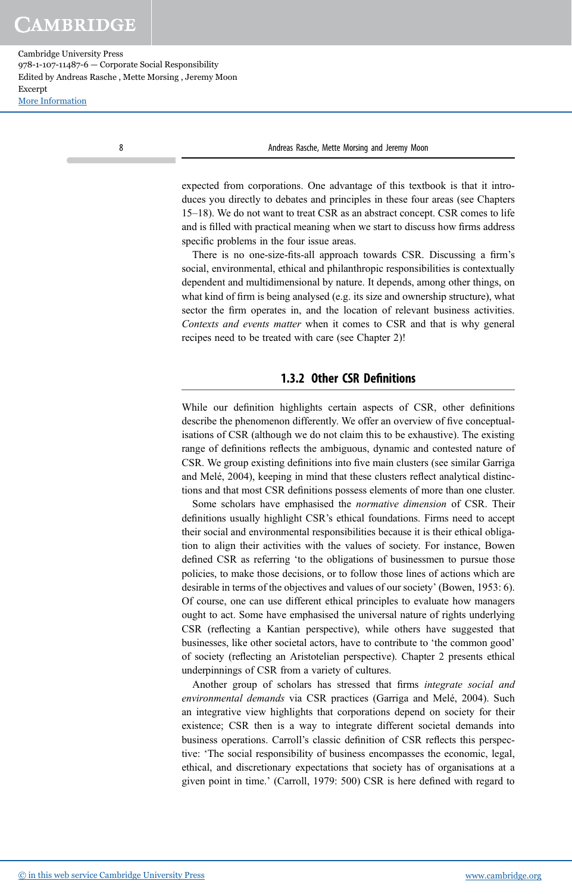expected from corporations. One advantage of this textbook is that it introduces you directly to debates and principles in these four areas (see Chapters 15–18). We do not want to treat CSR as an abstract concept. CSR comes to life and is filled with practical meaning when we start to discuss how firms address specific problems in the four issue areas.

There is no one-size-fits-all approach towards CSR. Discussing a firm's social, environmental, ethical and philanthropic responsibilities is contextually dependent and multidimensional by nature. It depends, among other things, on what kind of firm is being analysed (e.g. its size and ownership structure), what sector the firm operates in, and the location of relevant business activities. *Contexts and events matter* when it comes to CSR and that is why general recipes need to be treated with care (see Chapter 2)!

### 1.3.2 Other CSR Definitions

While our definition highlights certain aspects of CSR, other definitions describe the phenomenon differently. We offer an overview of five conceptualisations of CSR (although we do not claim this to be exhaustive). The existing range of definitions reflects the ambiguous, dynamic and contested nature of CSR. We group existing definitions into five main clusters (see similar Garriga and Melé, 2004), keeping in mind that these clusters reflect analytical distinctions and that most CSR definitions possess elements of more than one cluster.

Some scholars have emphasised the *normative dimension* of CSR. Their definitions usually highlight CSR's ethical foundations. Firms need to accept their social and environmental responsibilities because it is their ethical obligation to align their activities with the values of society. For instance, Bowen defined CSR as referring 'to the obligations of businessmen to pursue those policies, to make those decisions, or to follow those lines of actions which are desirable in terms of the objectives and values of our society' (Bowen, 1953: 6). Of course, one can use different ethical principles to evaluate how managers ought to act. Some have emphasised the universal nature of rights underlying CSR (reflecting a Kantian perspective), while others have suggested that businesses, like other societal actors, have to contribute to 'the common good' of society (reflecting an Aristotelian perspective). Chapter 2 presents ethical underpinnings of CSR from a variety of cultures.

Another group of scholars has stressed that firms *integrate social and environmental demands* via CSR practices (Garriga and Melé, 2004). Such an integrative view highlights that corporations depend on society for their existence; CSR then is a way to integrate different societal demands into business operations. Carroll's classic definition of CSR reflects this perspective: 'The social responsibility of business encompasses the economic, legal, ethical, and discretionary expectations that society has of organisations at a given point in time.' (Carroll, 1979: 500) CSR is here defined with regard to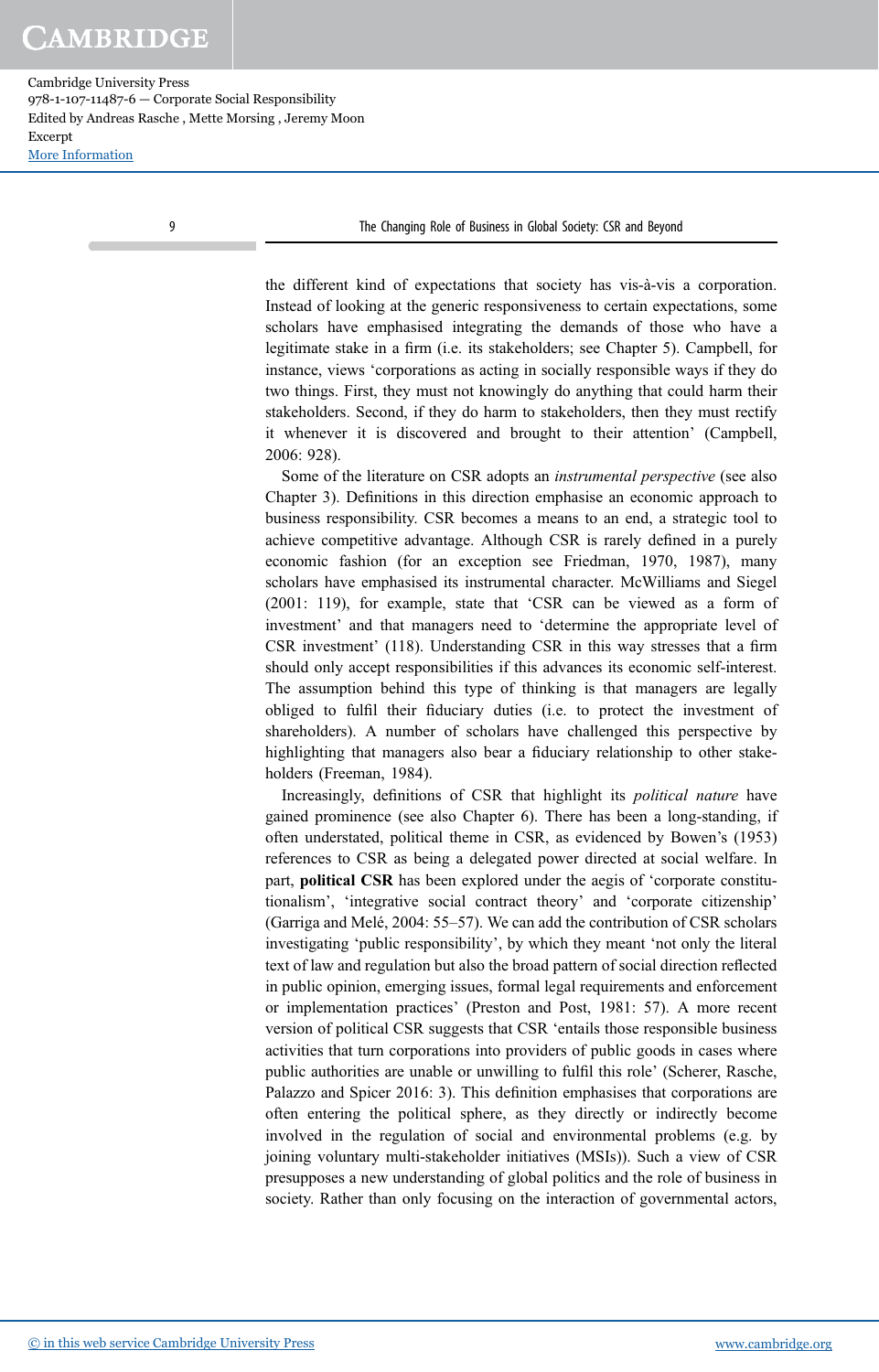the different kind of expectations that society has vis-à-vis a corporation. Instead of looking at the generic responsiveness to certain expectations, some scholars have emphasised integrating the demands of those who have a legitimate stake in a firm (i.e. its stakeholders; see Chapter 5). Campbell, for instance, views 'corporations as acting in socially responsible ways if they do two things. First, they must not knowingly do anything that could harm their stakeholders. Second, if they do harm to stakeholders, then they must rectify it whenever it is discovered and brought to their attention' (Campbell, 2006: 928).

Some of the literature on CSR adopts an *instrumental perspective* (see also Chapter 3). Definitions in this direction emphasise an economic approach to business responsibility. CSR becomes a means to an end, a strategic tool to achieve competitive advantage. Although CSR is rarely defined in a purely economic fashion (for an exception see Friedman, 1970, 1987), many scholars have emphasised its instrumental character. McWilliams and Siegel (2001: 119), for example, state that 'CSR can be viewed as a form of investment' and that managers need to 'determine the appropriate level of CSR investment' (118). Understanding CSR in this way stresses that a firm should only accept responsibilities if this advances its economic self-interest. The assumption behind this type of thinking is that managers are legally obliged to fulfil their fiduciary duties (i.e. to protect the investment of shareholders). A number of scholars have challenged this perspective by highlighting that managers also bear a fiduciary relationship to other stakeholders (Freeman, 1984).

Increasingly, definitions of CSR that highlight its *political nature* have gained prominence (see also Chapter 6). There has been a long-standing, if often understated, political theme in CSR, as evidenced by Bowen's (1953) references to CSR as being a delegated power directed at social welfare. In part, **political CSR** has been explored under the aegis of 'corporate constitutionalism', 'integrative social contract theory' and 'corporate citizenship' (Garriga and Melé, 2004: 55–57). We can add the contribution of CSR scholars investigating 'public responsibility', by which they meant 'not only the literal text of law and regulation but also the broad pattern of social direction reflected in public opinion, emerging issues, formal legal requirements and enforcement or implementation practices' (Preston and Post, 1981: 57). A more recent version of political CSR suggests that CSR 'entails those responsible business activities that turn corporations into providers of public goods in cases where public authorities are unable or unwilling to fulfil this role' (Scherer, Rasche, Palazzo and Spicer 2016: 3). This definition emphasises that corporations are often entering the political sphere, as they directly or indirectly become involved in the regulation of social and environmental problems (e.g. by joining voluntary multi-stakeholder initiatives (MSIs)). Such a view of CSR presupposes a new understanding of global politics and the role of business in society. Rather than only focusing on the interaction of governmental actors,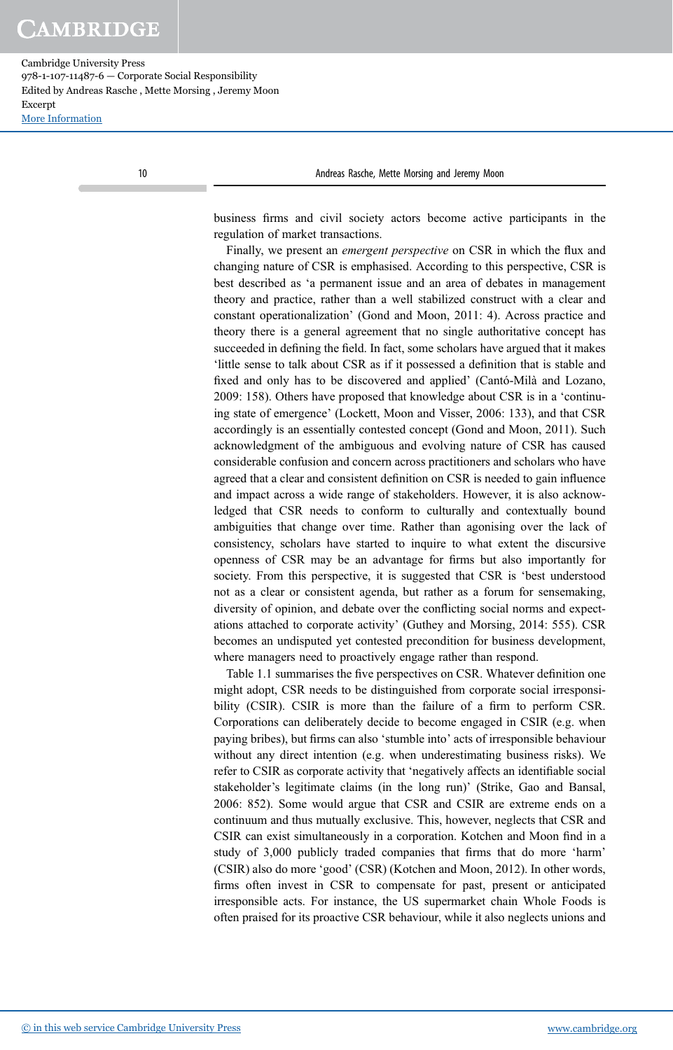business firms and civil society actors become active participants in the regulation of market transactions.

Finally, we present an *emergent perspective* on CSR in which the flux and changing nature of CSR is emphasised. According to this perspective, CSR is best described as 'a permanent issue and an area of debates in management theory and practice, rather than a well stabilized construct with a clear and constant operationalization' (Gond and Moon, 2011: 4). Across practice and theory there is a general agreement that no single authoritative concept has succeeded in defining the field. In fact, some scholars have argued that it makes 'little sense to talk about CSR as if it possessed a definition that is stable and fixed and only has to be discovered and applied' (Cantó-Milà and Lozano, 2009: 158). Others have proposed that knowledge about CSR is in a 'continuing state of emergence' (Lockett, Moon and Visser, 2006: 133), and that CSR accordingly is an essentially contested concept (Gond and Moon, 2011). Such acknowledgment of the ambiguous and evolving nature of CSR has caused considerable confusion and concern across practitioners and scholars who have agreed that a clear and consistent definition on CSR is needed to gain influence and impact across a wide range of stakeholders. However, it is also acknowledged that CSR needs to conform to culturally and contextually bound ambiguities that change over time. Rather than agonising over the lack of consistency, scholars have started to inquire to what extent the discursive openness of CSR may be an advantage for firms but also importantly for society. From this perspective, it is suggested that CSR is 'best understood not as a clear or consistent agenda, but rather as a forum for sensemaking, diversity of opinion, and debate over the conflicting social norms and expectations attached to corporate activity' (Guthey and Morsing, 2014: 555). CSR becomes an undisputed yet contested precondition for business development, where managers need to proactively engage rather than respond.

Table 1.1 summarises the five perspectives on CSR. Whatever definition one might adopt, CSR needs to be distinguished from corporate social irresponsibility (CSIR). CSIR is more than the failure of a firm to perform CSR. Corporations can deliberately decide to become engaged in CSIR (e.g. when paying bribes), but firms can also 'stumble into' acts of irresponsible behaviour without any direct intention (e.g. when underestimating business risks). We refer to CSIR as corporate activity that 'negatively affects an identifiable social stakeholder's legitimate claims (in the long run)' (Strike, Gao and Bansal, 2006: 852). Some would argue that CSR and CSIR are extreme ends on a continuum and thus mutually exclusive. This, however, neglects that CSR and CSIR can exist simultaneously in a corporation. Kotchen and Moon find in a study of 3,000 publicly traded companies that firms that do more 'harm' (CSIR) also do more 'good' (CSR) (Kotchen and Moon, 2012). In other words, firms often invest in CSR to compensate for past, present or anticipated irresponsible acts. For instance, the US supermarket chain Whole Foods is often praised for its proactive CSR behaviour, while it also neglects unions and